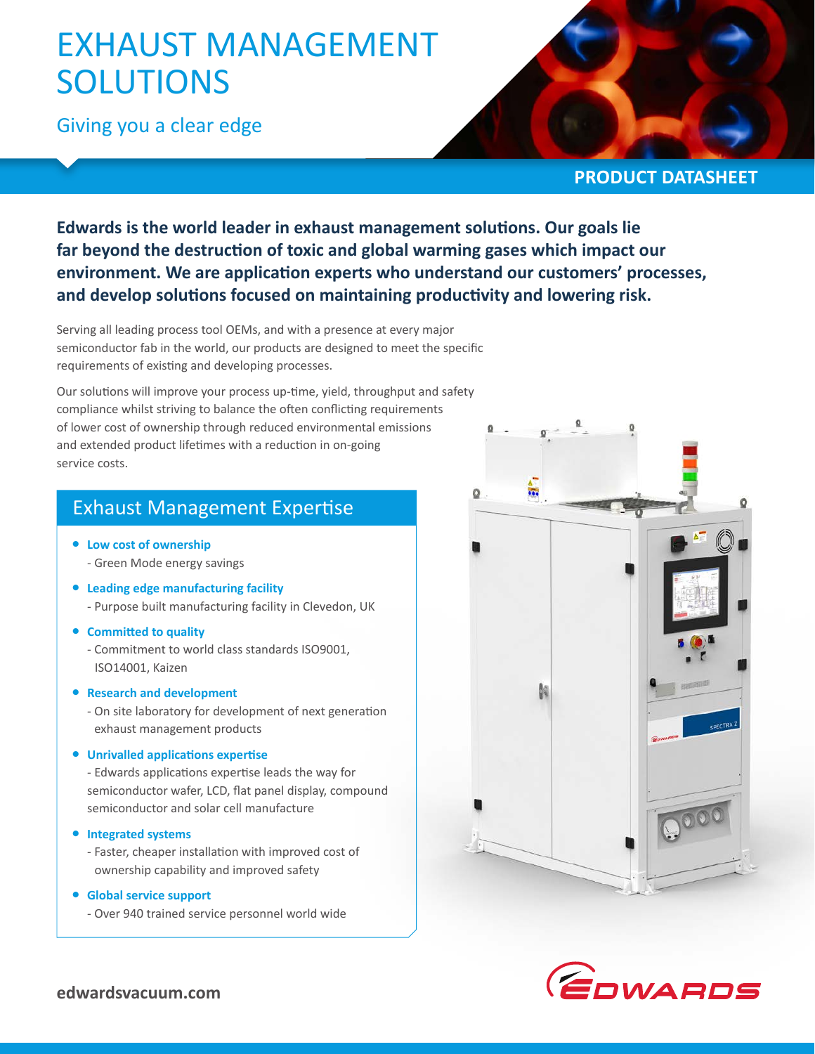# EXHAUST MANAGEMENT SOLUTIONS

Giving you a clear edge

PRODUCT DATASHEET

**Edwards is the world leader in exhaust management solutions. Our goals lie far beyond the destruction of toxic and global warming gases which impact our environment. We are application experts who understand our customers' processes, and develop solutions focused on maintaining productivity and lowering risk.**

Serving all leading process tool OEMs, and with a presence at every major semiconductor fab in the world, our products are designed to meet the specific requirements of existing and developing processes.

Our solutions will improve your process up-time, yield, throughput and safety compliance whilst striving to balance the often conflicting requirements of lower cost of ownership through reduced environmental emissions and extended product lifetimes with a reduction in on-going service costs.

## Exhaust Management Expertise

- **Low cost of ownership**
  - Green Mode energy savings
- **Leading edge manufacturing facility**
  - Purpose built manufacturing facility in Clevedon, UK
- **Committed to quality**
  - Commitment to world class standards ISO9001, ISO14001, Kaizen
- **Research and development**
  - On site laboratory for development of next generation exhaust management products
- **Unrivalled applications expertise**
  - Edwards applications expertise leads the way for semiconductor wafer, LCD, flat panel display, compound semiconductor and solar cell manufacture
- **Integrated systems**
  - Faster, cheaper installation with improved cost of ownership capability and improved safety
- **Global service support**
  - Over 940 trained service personnel world wide

edwardsvacuum.com

EDWARDS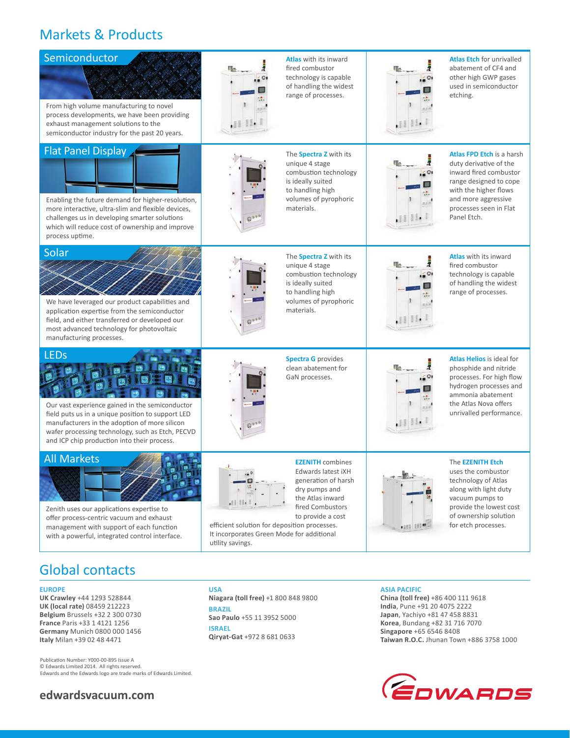# Markets & Products

## Semiconductor

From high volume manufacturing to novel process developments, we have been providing exhaust management solutions to the semiconductor industry for the past 20 years.

**Atlas** with its inward fired combustor technology is capable of handling the widest range of processes.

**Atlas Etch** for unrivalled abatement of CF4 and other high GWP gases used in semiconductor etching.

## Flat Panel Display

Enabling the future demand for higher-resolution, more interactive, ultra-slim and flexible devices, challenges us in developing smarter solutions which will reduce cost of ownership and improve process uptime.

The **Spectra Z** with its unique 4 stage combustion technology is ideally suited to handling high volumes of pyrophoric materials.

**Atlas FPD Etch** is a harsh duty derivative of the inward fired combustor range designed to cope with the higher flows and more aggressive processes seen in Flat Panel Etch.

## Solar

We have leveraged our product capabilities and application expertise from the semiconductor field, and either transferred or developed our most advanced technology for photovoltaic manufacturing processes.

The **Spectra Z** with its unique 4 stage combustion technology is ideally suited to handling high volumes of pyrophoric materials.

**Atlas** with its inward fired combustor technology is capable of handling the widest range of processes.

## LEDs

Our vast experience gained in the semiconductor field puts us in a unique position to support LED manufacturers in the adoption of more silicon wafer processing technology, such as Etch, PECVD and ICP chip production into their process.

**Spectra G** provides clean abatement for GaN processes.

**Atlas Helios** is ideal for phosphide and nitride processes. For high flow hydrogen processes and ammonia abatement the Atlas Nova offers unrivalled performance.

## All Markets

Zenith uses our applications expertise to offer process-centric vacuum and exhaust management with support of each function with a powerful, integrated control interface.

**EZENITH** combines Edwards latest iXH generation of harsh dry pumps and the Atlas inward fired Combustors to provide a cost efficient solution for deposition processes. It incorporates Green Mode for additional utility savings.

The **EZENITH Etch** uses the combustor technology of Atlas along with light duty vacuum pumps to provide the lowest cost of ownership solution for etch processes.

# Global contacts

**EUROPE**
**UK Crawley** +44 1293 528844
**UK (local rate)** 08459 212223
**Belgium** Brussels +32 2 300 0730
**France** Paris +33 1 4121 1256
**Germany** Munich 0800 000 1456
**Italy** Milan +39 02 48 4471

**USA**
**Niagara (toll free)** +1 800 848 9800

**BRAZIL**
**Sao Paulo** +55 11 3952 5000

**ISRAEL**
**Qiryat-Gat** +972 8 681 0633

**ASIA PACIFIC**
**China (toll free)** +86 400 111 9618
**India**, Pune +91 20 4075 2222
**Japan**, Yachiyo +81 47 458 8831
**Korea**, Bundang +82 31 716 7070
**Singapore** +65 6546 8408
**Taiwan R.O.C.** Jhunan Town +886 3758 1000

Publication Number: Y000-00-895 Issue A
© Edwards Limited 2014. All rights reserved.
Edwards and the Edwards logo are trade marks of Edwards Limited.

**edwardsvacuum.com**

EDWARDS